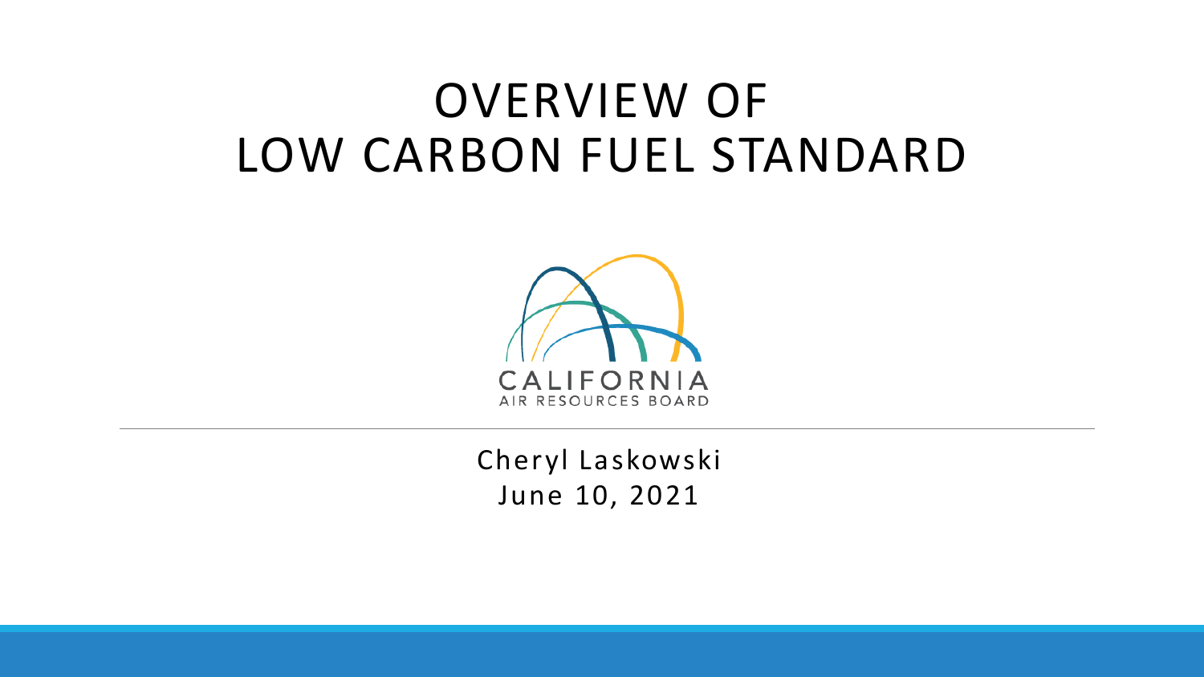# OVERVIEW OF LOW CARBON FUEL STANDARD

CALIFORNIA
AIR RESOURCES BOARD

Cheryl Laskowski
June 10, 2021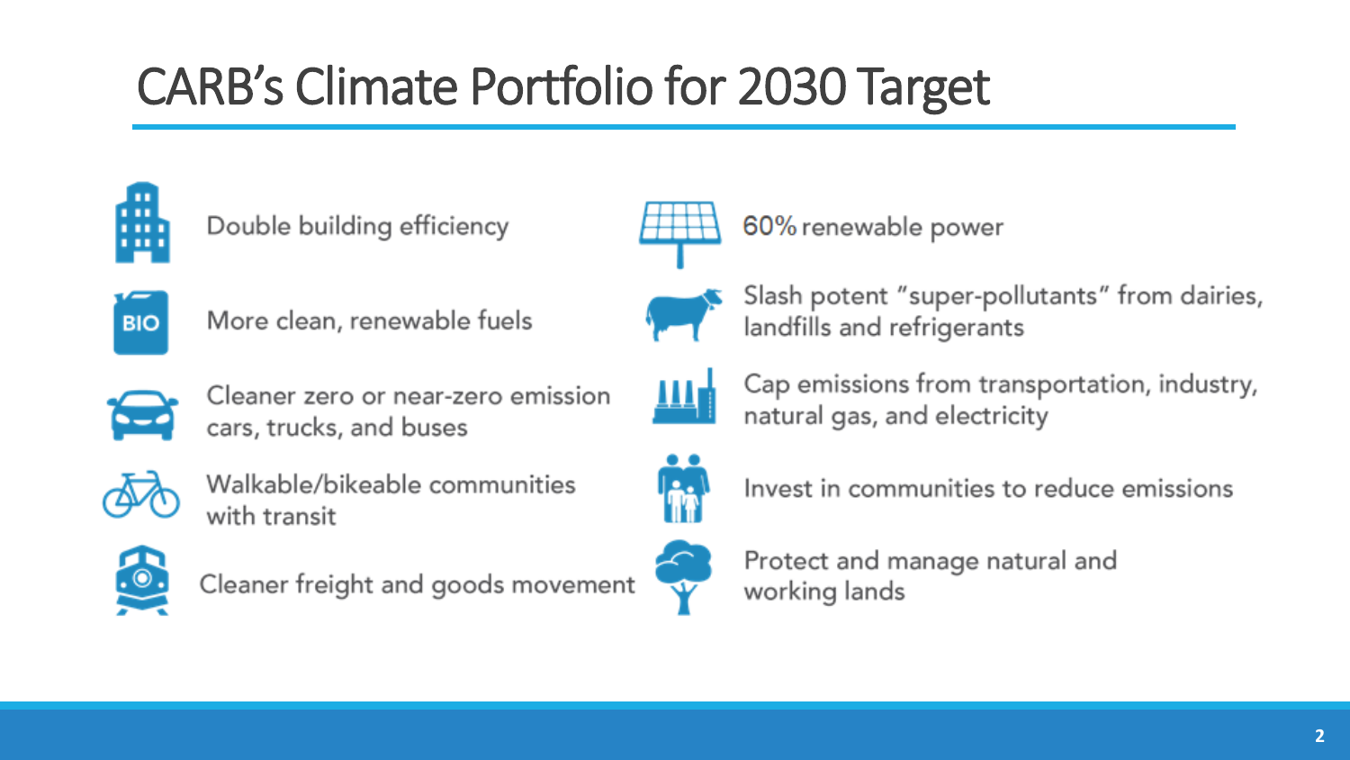# CARB's Climate Portfolio for 2030 Target

- Double building efficiency
- More clean, renewable fuels
- Cleaner zero or near-zero emission cars, trucks, and buses
- Walkable/bikeable communities with transit
- Cleaner freight and goods movement
- 60% renewable power
- Slash potent "super-pollutants" from dairies, landfills and refrigerants
- Cap emissions from transportation, industry, natural gas, and electricity
- Invest in communities to reduce emissions
- Protect and manage natural and working lands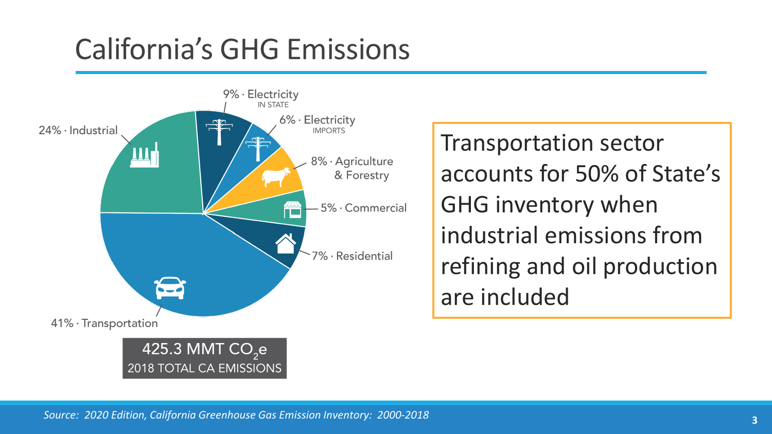# California's GHG Emissions

- 9% · Electricity IN STATE
- 6% · Electricity IMPORTS
- 8% · Agriculture & Forestry
- 5% · Commercial
- 7% · Residential
- 41% · Transportation
- 24% · Industrial

425.3 MMT $CO_2e$
2018 TOTAL CA EMISSIONS

Transportation sector accounts for 50% of State's GHG inventory when industrial emissions from refining and oil production are included

*Source: 2020 Edition, California Greenhouse Gas Emission Inventory: 2000-2018*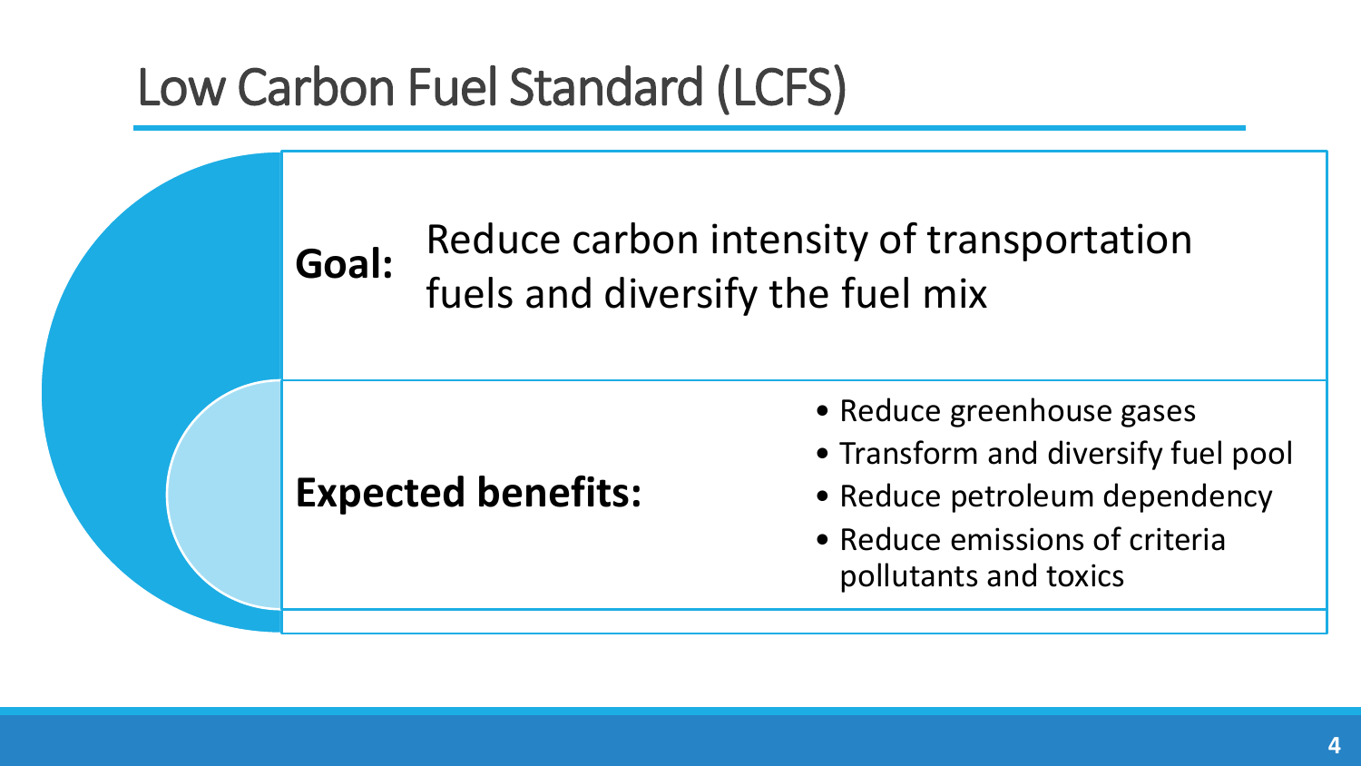# Low Carbon Fuel Standard (LCFS)

**Goal:** Reduce carbon intensity of transportation fuels and diversify the fuel mix

**Expected benefits:**

- Reduce greenhouse gases
- Transform and diversify fuel pool
- Reduce petroleum dependency
- Reduce emissions of criteria pollutants and toxics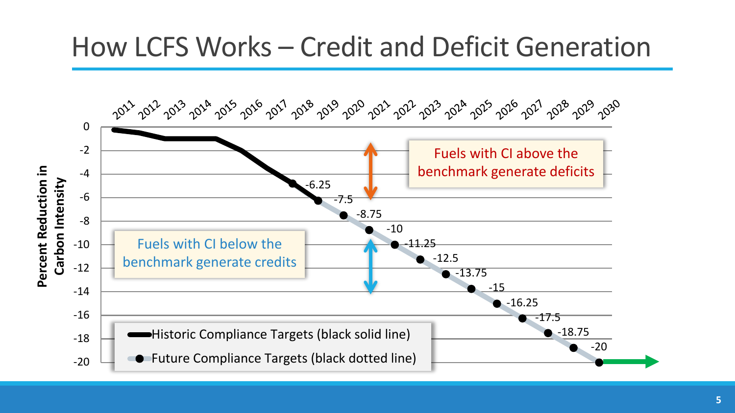# How LCFS Works – Credit and Deficit Generation

Fuels with CI above the benchmark generate deficits

Fuels with CI below the benchmark generate credits

Historic Compliance Targets (black solid line)

Future Compliance Targets (black dotted line)

Percent Reduction in Carbon Intensity

| Year | 2019 | 2020 | 2021 | 2022 | 2023 | 2024 | 2025 | 2026 | 2027 | 2028 | 2029 | 2030 |
|---|---|---|---|---|---|---|---|---|---|---|---|---|
| Target | -6.25 | -7.5 | -8.75 | -10 | -11.25 | -12.5 | -13.75 | -15 | -16.25 | -17.5 | -18.75 | -20 |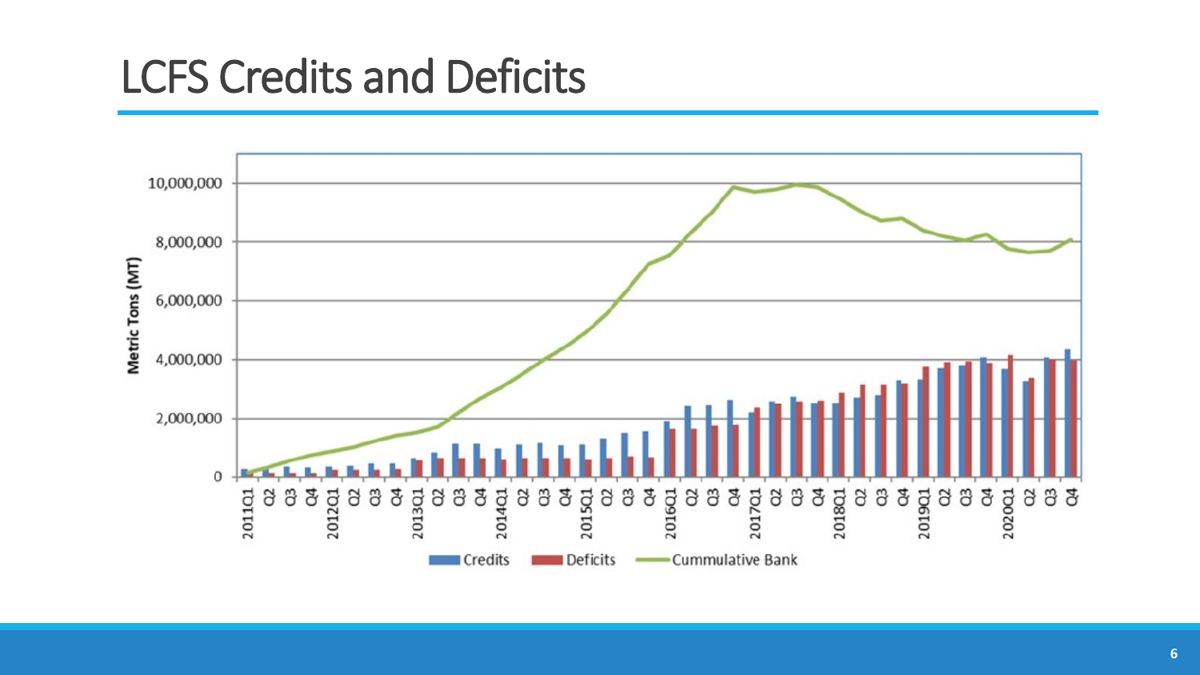# LCFS Credits and Deficits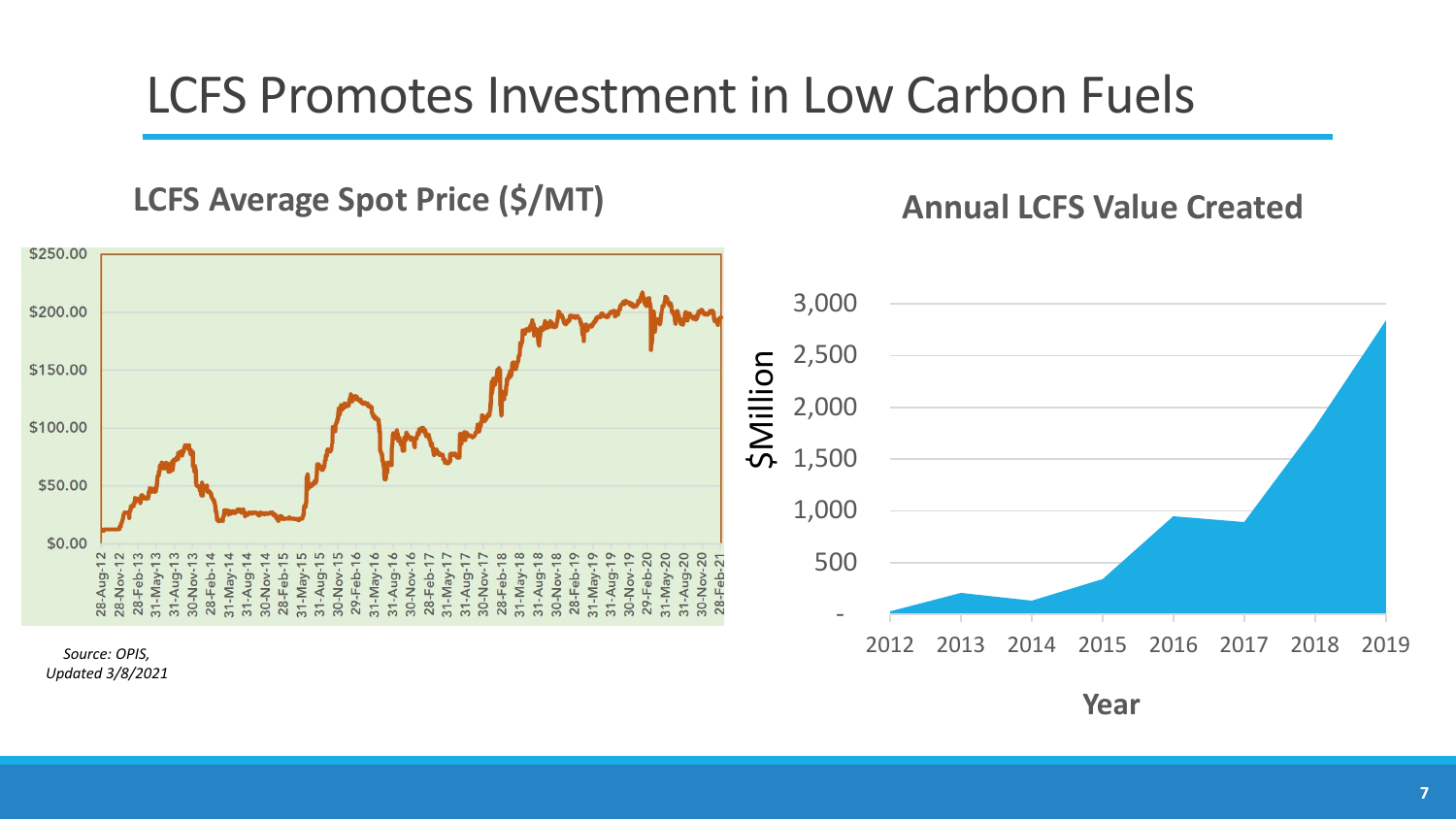# LCFS Promotes Investment in Low Carbon Fuels

**LCFS Average Spot Price ($/MT)**

$250.00
$200.00
$150.00
$100.00
$50.00
$0.00

28-Aug-12, 28-Nov-12, 28-Feb-13, 31-May-13, 31-Aug-13, 30-Nov-13, 28-Feb-14, 31-May-14, 31-Aug-14, 30-Nov-14, 28-Feb-15, 31-May-15, 31-Aug-15, 30-Nov-15, 29-Feb-16, 31-May-16, 31-Aug-16, 30-Nov-16, 28-Feb-17, 31-May-17, 31-Aug-17, 30-Nov-17, 28-Feb-18, 31-May-18, 31-Aug-18, 30-Nov-18, 28-Feb-19, 31-May-19, 31-Aug-19, 30-Nov-19, 29-Feb-20, 31-May-20, 31-Aug-20, 30-Nov-20, 28-Feb-21

*Source: OPIS,*
*Updated 3/8/2021*

**Annual LCFS Value Created**

$Million

3,000
2,500
2,000
1,500
1,000
500
-

2012 2013 2014 2015 2016 2017 2018 2019

**Year**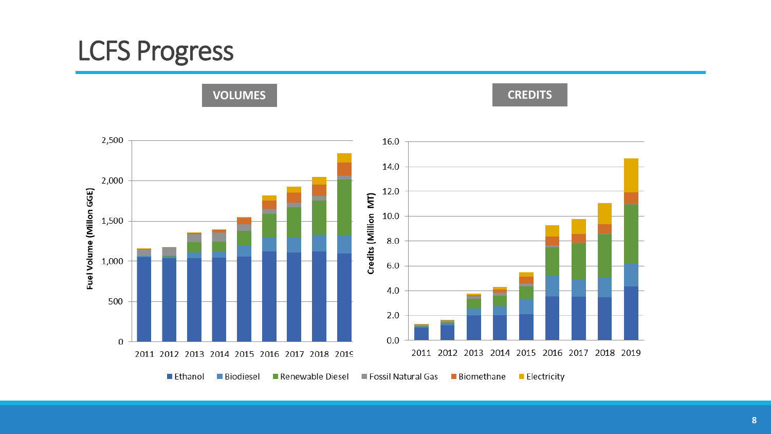# LCFS Progress

**VOLUMES**

**CREDITS**

Fuel Volume (Millon GGE)

2,500
2,000
1,500
1,000
500
0

2011 2012 2013 2014 2015 2016 2017 2018 2019

Credits (Million MT)

16.0
14.0
12.0
10.0
8.0
6.0
4.0
2.0
0.0

2011 2012 2013 2014 2015 2016 2017 2018 2019

Ethanol | Biodiesel | Renewable Diesel | Fossil Natural Gas | Biomethane | Electricity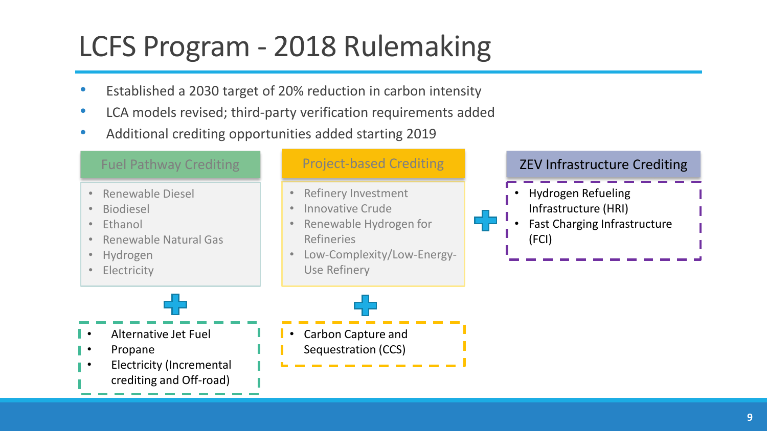# LCFS Program - 2018 Rulemaking

- Established a 2030 target of 20% reduction in carbon intensity
- LCA models revised; third-party verification requirements added
- Additional crediting opportunities added starting 2019

### Fuel Pathway Crediting

- Renewable Diesel
- Biodiesel
- Ethanol
- Renewable Natural Gas
- Hydrogen
- Electricity

+

- Alternative Jet Fuel
- Propane
- Electricity (Incremental crediting and Off-road)

### Project-based Crediting

- Refinery Investment
- Innovative Crude
- Renewable Hydrogen for Refineries
- Low-Complexity/Low-Energy-Use Refinery

+

- Carbon Capture and Sequestration (CCS)

+

### ZEV Infrastructure Crediting

- Hydrogen Refueling Infrastructure (HRI)
- Fast Charging Infrastructure (FCI)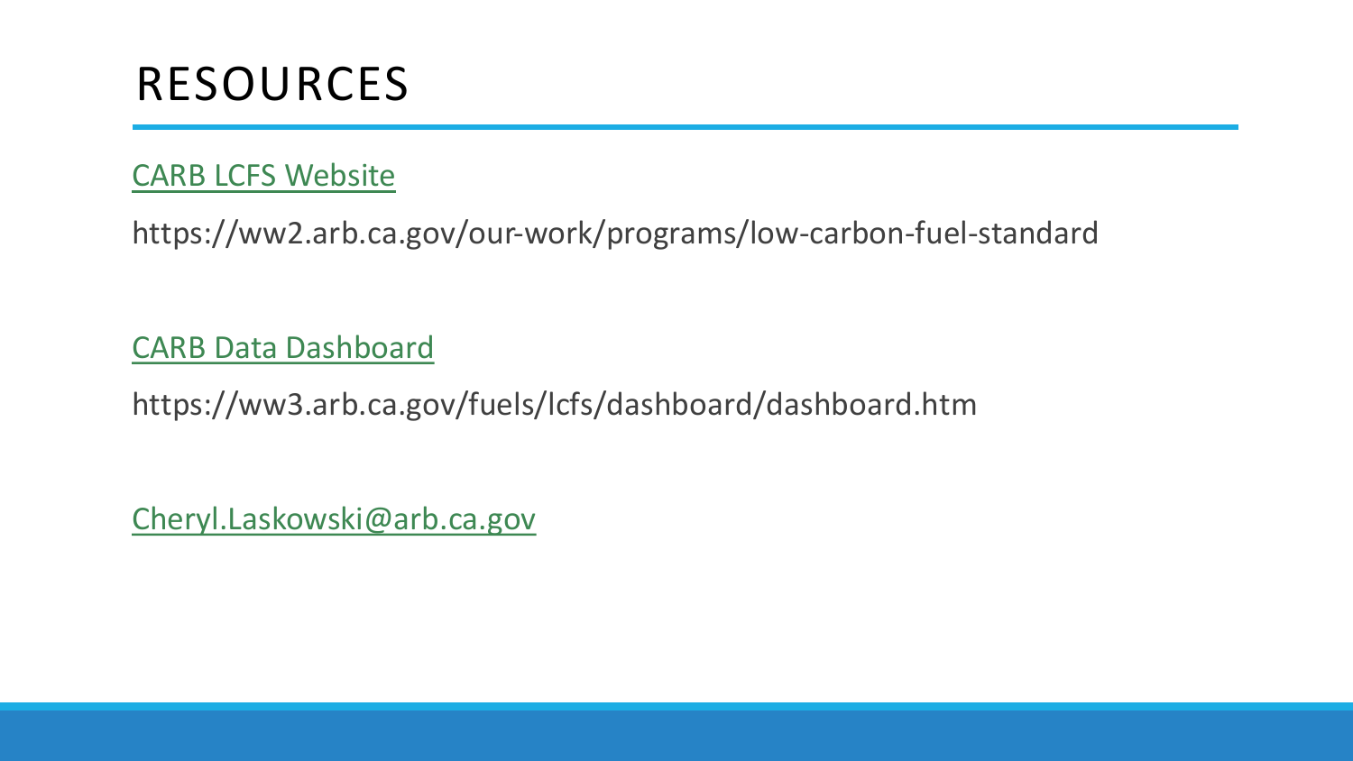# RESOURCES

CARB LCFS Website

https://ww2.arb.ca.gov/our-work/programs/low-carbon-fuel-standard

CARB Data Dashboard

https://ww3.arb.ca.gov/fuels/lcfs/dashboard/dashboard.htm

Cheryl.Laskowski@arb.ca.gov